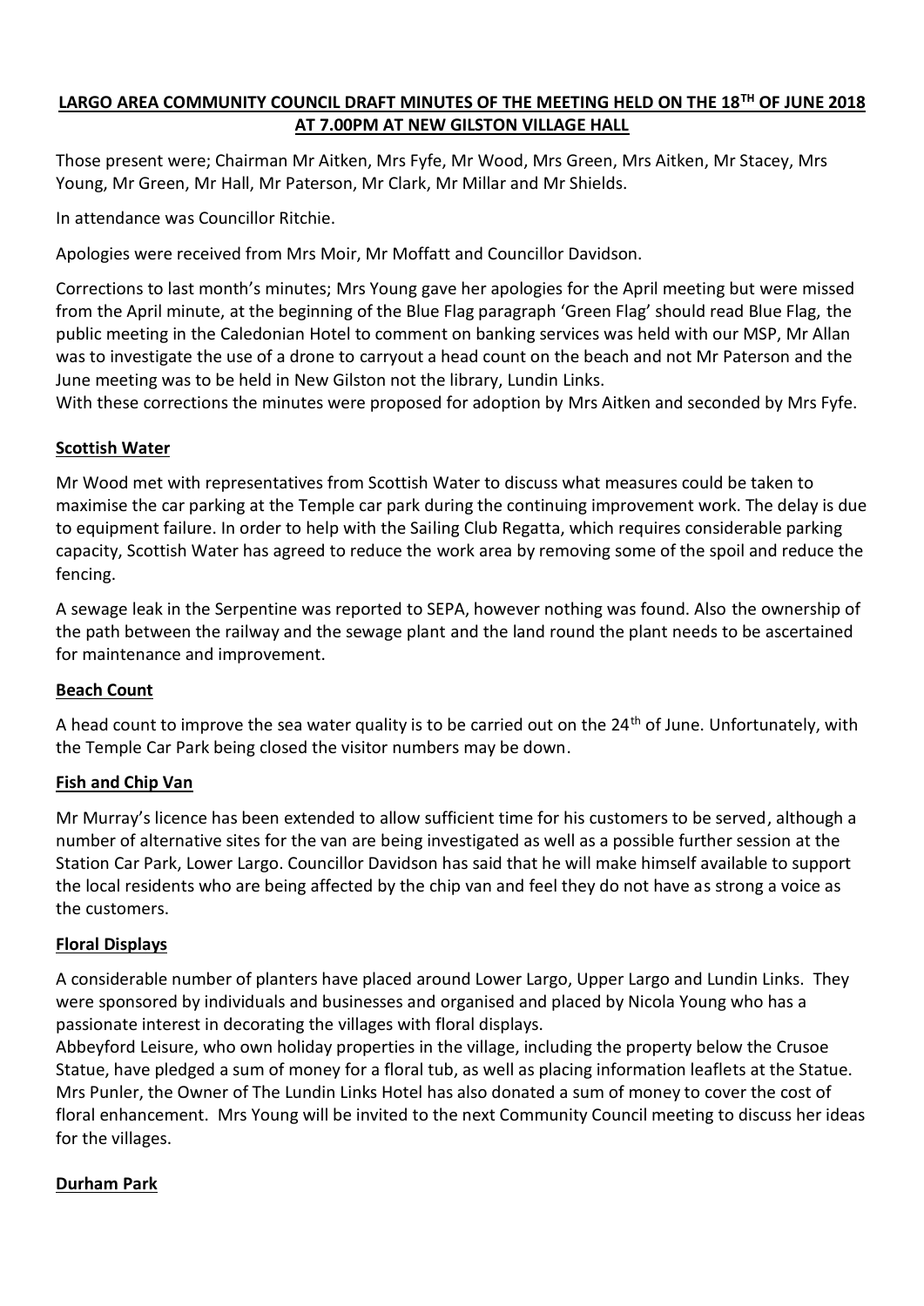# LARGO AREA COMMUNITY COUNCIL DRAFT MINUTES OF THE MEETING HELD ON THE 18TH OF JUNE 2018 AT 7.00PM AT NEW GILSTON VILLAGE HALL

Those present were; Chairman Mr Aitken, Mrs Fyfe, Mr Wood, Mrs Green, Mrs Aitken, Mr Stacey, Mrs Young, Mr Green, Mr Hall, Mr Paterson, Mr Clark, Mr Millar and Mr Shields.

In attendance was Councillor Ritchie.

Apologies were received from Mrs Moir, Mr Moffatt and Councillor Davidson.

Corrections to last month's minutes; Mrs Young gave her apologies for the April meeting but were missed from the April minute, at the beginning of the Blue Flag paragraph 'Green Flag' should read Blue Flag, the public meeting in the Caledonian Hotel to comment on banking services was held with our MSP, Mr Allan was to investigate the use of a drone to carryout a head count on the beach and not Mr Paterson and the June meeting was to be held in New Gilston not the library, Lundin Links.
With these corrections the minutes were proposed for adoption by Mrs Aitken and seconded by Mrs Fyfe.

## Scottish Water

Mr Wood met with representatives from Scottish Water to discuss what measures could be taken to maximise the car parking at the Temple car park during the continuing improvement work. The delay is due to equipment failure. In order to help with the Sailing Club Regatta, which requires considerable parking capacity, Scottish Water has agreed to reduce the work area by removing some of the spoil and reduce the fencing.

A sewage leak in the Serpentine was reported to SEPA, however nothing was found. Also the ownership of the path between the railway and the sewage plant and the land round the plant needs to be ascertained for maintenance and improvement.

## Beach Count

A head count to improve the sea water quality is to be carried out on the 24th of June. Unfortunately, with the Temple Car Park being closed the visitor numbers may be down.

## Fish and Chip Van

Mr Murray's licence has been extended to allow sufficient time for his customers to be served, although a number of alternative sites for the van are being investigated as well as a possible further session at the Station Car Park, Lower Largo. Councillor Davidson has said that he will make himself available to support the local residents who are being affected by the chip van and feel they do not have as strong a voice as the customers.

## Floral Displays

A considerable number of planters have placed around Lower Largo, Upper Largo and Lundin Links. They were sponsored by individuals and businesses and organised and placed by Nicola Young who has a passionate interest in decorating the villages with floral displays.
Abbeyford Leisure, who own holiday properties in the village, including the property below the Crusoe Statue, have pledged a sum of money for a floral tub, as well as placing information leaflets at the Statue. Mrs Punler, the Owner of The Lundin Links Hotel has also donated a sum of money to cover the cost of floral enhancement. Mrs Young will be invited to the next Community Council meeting to discuss her ideas for the villages.

## Durham Park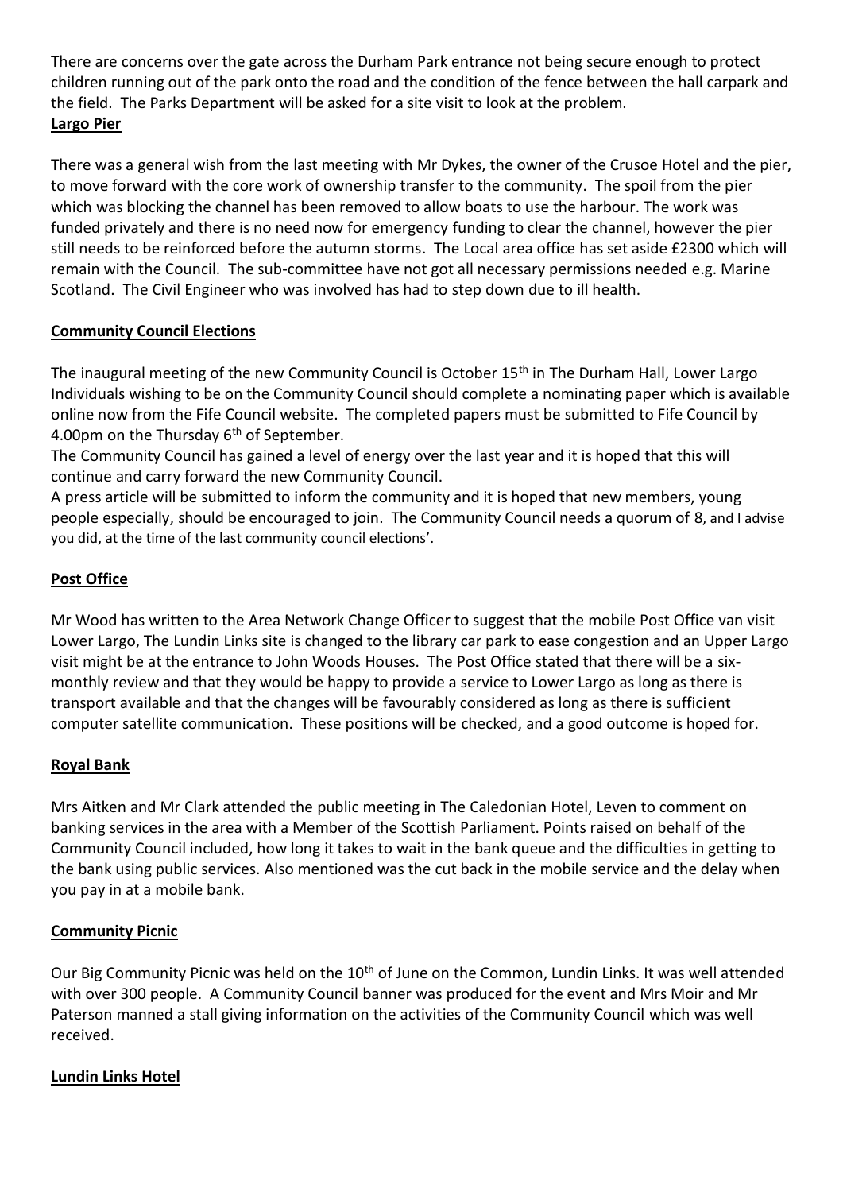There are concerns over the gate across the Durham Park entrance not being secure enough to protect children running out of the park onto the road and the condition of the fence between the hall carpark and the field. The Parks Department will be asked for a site visit to look at the problem.

**Largo Pier**

There was a general wish from the last meeting with Mr Dykes, the owner of the Crusoe Hotel and the pier, to move forward with the core work of ownership transfer to the community. The spoil from the pier which was blocking the channel has been removed to allow boats to use the harbour. The work was funded privately and there is no need now for emergency funding to clear the channel, however the pier still needs to be reinforced before the autumn storms. The Local area office has set aside £2300 which will remain with the Council. The sub-committee have not got all necessary permissions needed e.g. Marine Scotland. The Civil Engineer who was involved has had to step down due to ill health.

**Community Council Elections**

The inaugural meeting of the new Community Council is October 15th in The Durham Hall, Lower Largo Individuals wishing to be on the Community Council should complete a nominating paper which is available online now from the Fife Council website. The completed papers must be submitted to Fife Council by 4.00pm on the Thursday 6th of September.

The Community Council has gained a level of energy over the last year and it is hoped that this will continue and carry forward the new Community Council.

A press article will be submitted to inform the community and it is hoped that new members, young people especially, should be encouraged to join. The Community Council needs a quorum of 8, and I advise you did, at the time of the last community council elections'.

**Post Office**

Mr Wood has written to the Area Network Change Officer to suggest that the mobile Post Office van visit Lower Largo, The Lundin Links site is changed to the library car park to ease congestion and an Upper Largo visit might be at the entrance to John Woods Houses. The Post Office stated that there will be a six-monthly review and that they would be happy to provide a service to Lower Largo as long as there is transport available and that the changes will be favourably considered as long as there is sufficient computer satellite communication. These positions will be checked, and a good outcome is hoped for.

**Royal Bank**

Mrs Aitken and Mr Clark attended the public meeting in The Caledonian Hotel, Leven to comment on banking services in the area with a Member of the Scottish Parliament. Points raised on behalf of the Community Council included, how long it takes to wait in the bank queue and the difficulties in getting to the bank using public services. Also mentioned was the cut back in the mobile service and the delay when you pay in at a mobile bank.

**Community Picnic**

Our Big Community Picnic was held on the 10th of June on the Common, Lundin Links. It was well attended with over 300 people. A Community Council banner was produced for the event and Mrs Moir and Mr Paterson manned a stall giving information on the activities of the Community Council which was well received.

**Lundin Links Hotel**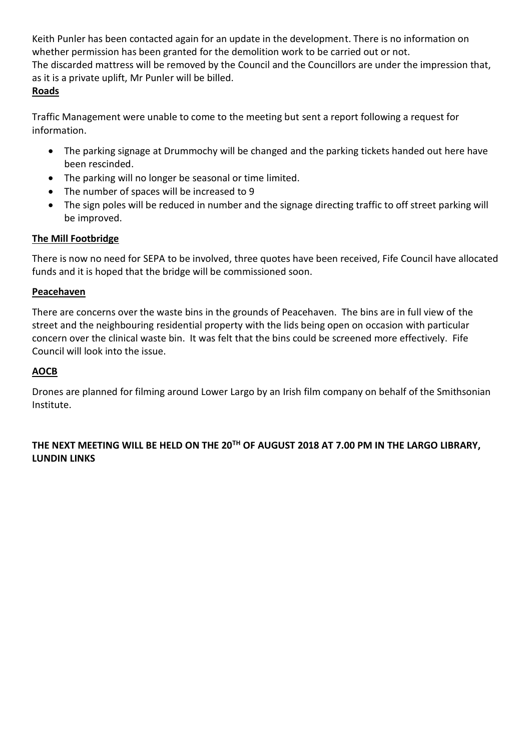Keith Punler has been contacted again for an update in the development. There is no information on whether permission has been granted for the demolition work to be carried out or not.
The discarded mattress will be removed by the Council and the Councillors are under the impression that, as it is a private uplift, Mr Punler will be billed.

**Roads**

Traffic Management were unable to come to the meeting but sent a report following a request for information.

- The parking signage at Drummochy will be changed and the parking tickets handed out here have been rescinded.
- The parking will no longer be seasonal or time limited.
- The number of spaces will be increased to 9
- The sign poles will be reduced in number and the signage directing traffic to off street parking will be improved.

**The Mill Footbridge**

There is now no need for SEPA to be involved, three quotes have been received, Fife Council have allocated funds and it is hoped that the bridge will be commissioned soon.

**Peacehaven**

There are concerns over the waste bins in the grounds of Peacehaven. The bins are in full view of the street and the neighbouring residential property with the lids being open on occasion with particular concern over the clinical waste bin. It was felt that the bins could be screened more effectively. Fife Council will look into the issue.

**AOCB**

Drones are planned for filming around Lower Largo by an Irish film company on behalf of the Smithsonian Institute.

**THE NEXT MEETING WILL BE HELD ON THE 20TH OF AUGUST 2018 AT 7.00 PM IN THE LARGO LIBRARY, LUNDIN LINKS**